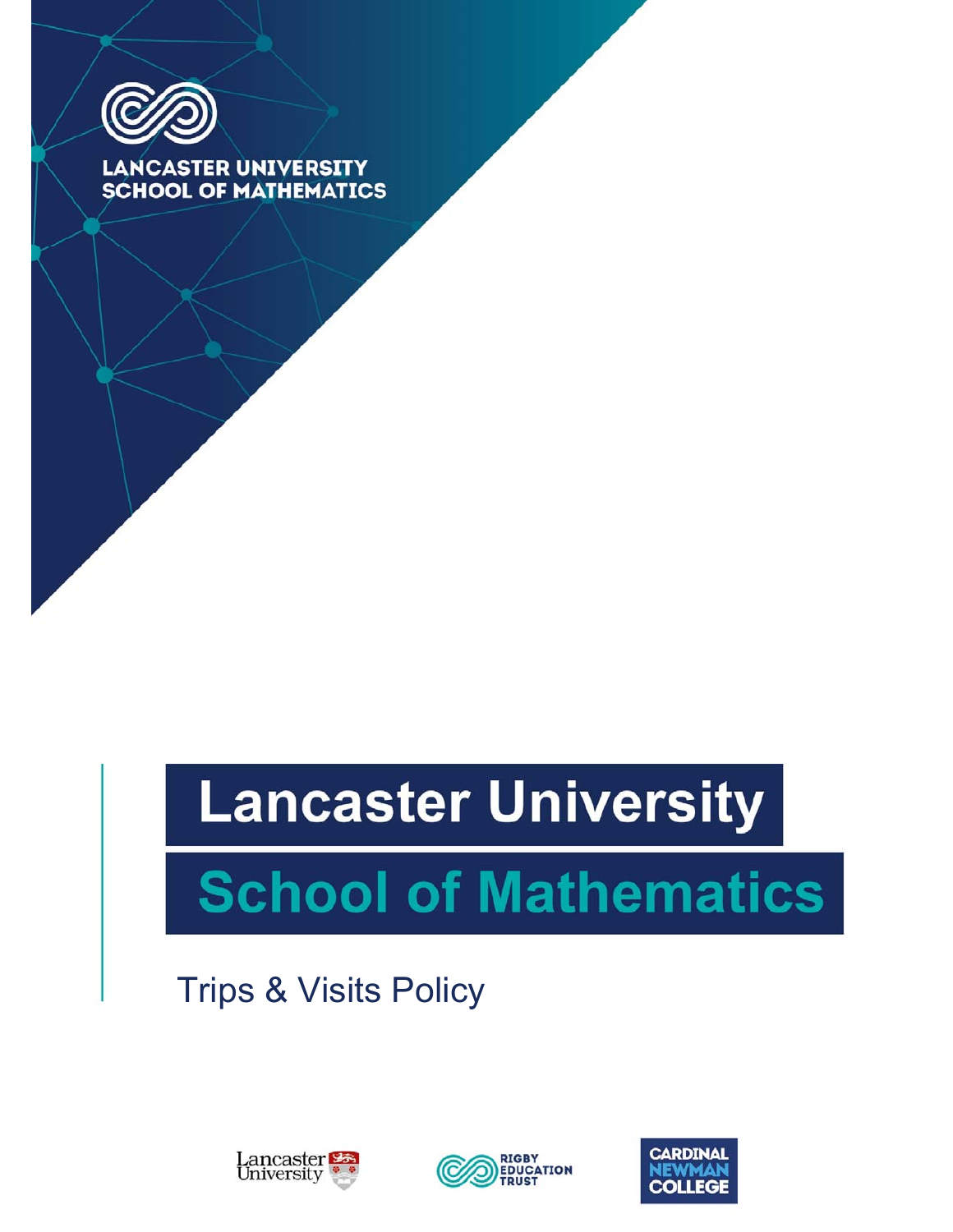LANCASTER UNIVERSITY
SCHOOL OF MATHEMATICS

# Lancaster University

# School of Mathematics

## Trips & Visits Policy

Lancaster University RIGBY EDUCATION TRUST CARDINAL NEWMAN COLLEGE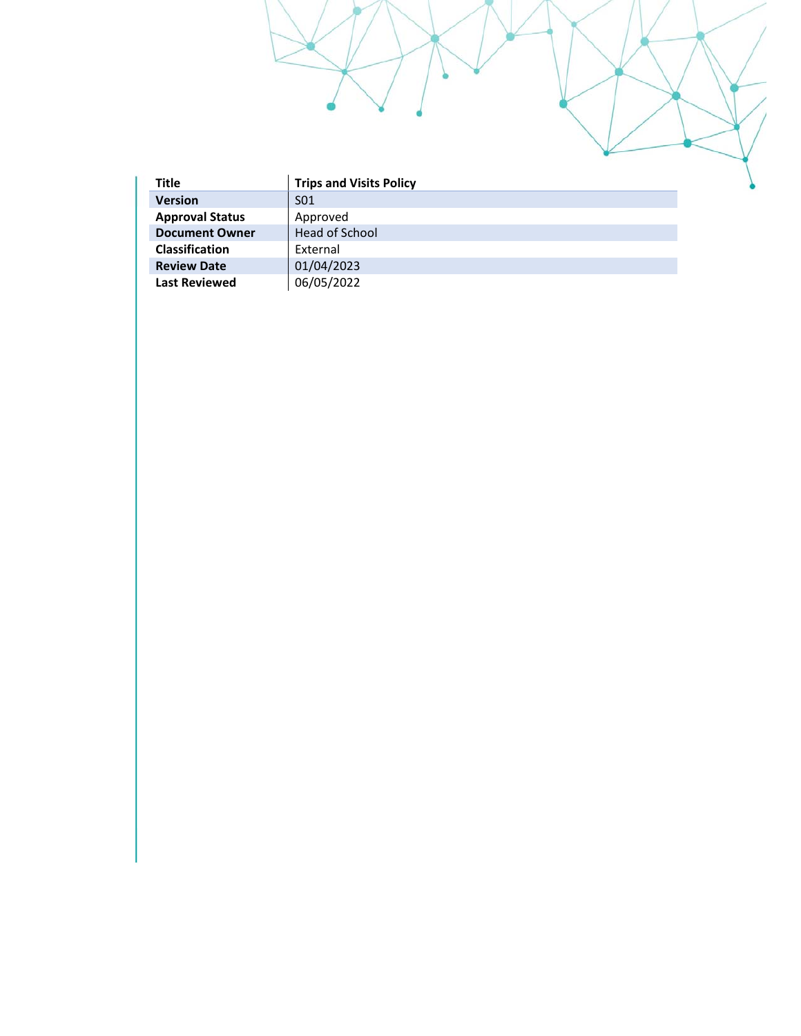| Title | Trips and Visits Policy |
| --- | --- |
| Version | S01 |
| Approval Status | Approved |
| Document Owner | Head of School |
| Classification | External |
| Review Date | 01/04/2023 |
| Last Reviewed | 06/05/2022 |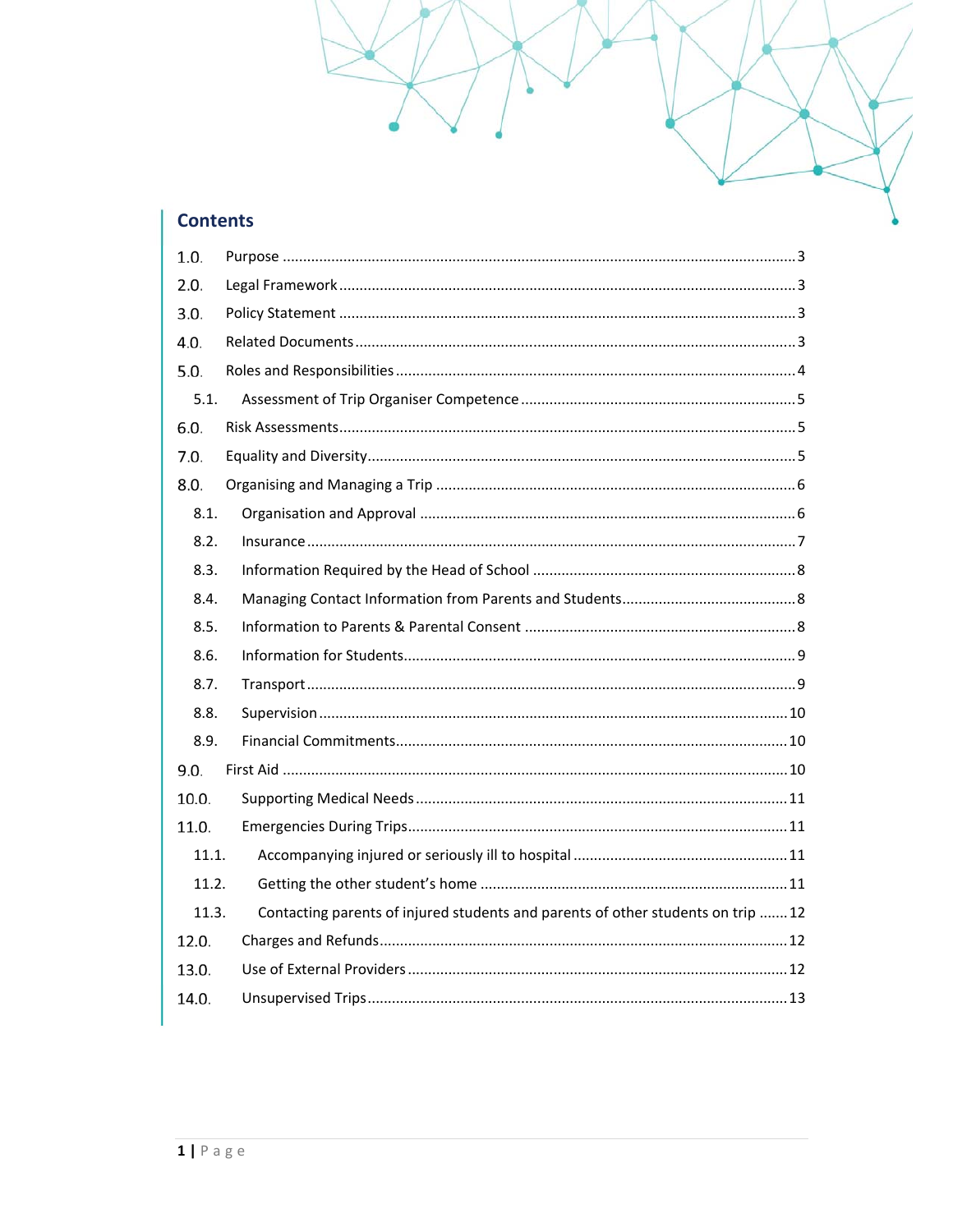## Contents

| | | |
|---|---|---|
| 1.0. | Purpose | 3 |
| 2.0. | Legal Framework | 3 |
| 3.0. | Policy Statement | 3 |
| 4.0. | Related Documents | 3 |
| 5.0. | Roles and Responsibilities | 4 |
| 5.1. | Assessment of Trip Organiser Competence | 5 |
| 6.0. | Risk Assessments | 5 |
| 7.0. | Equality and Diversity | 5 |
| 8.0. | Organising and Managing a Trip | 6 |
| 8.1. | Organisation and Approval | 6 |
| 8.2. | Insurance | 7 |
| 8.3. | Information Required by the Head of School | 8 |
| 8.4. | Managing Contact Information from Parents and Students | 8 |
| 8.5. | Information to Parents & Parental Consent | 8 |
| 8.6. | Information for Students | 9 |
| 8.7. | Transport | 9 |
| 8.8. | Supervision | 10 |
| 8.9. | Financial Commitments | 10 |
| 9.0. | First Aid | 10 |
| 10.0. | Supporting Medical Needs | 11 |
| 11.0. | Emergencies During Trips | 11 |
| 11.1. | Accompanying injured or seriously ill to hospital | 11 |
| 11.2. | Getting the other student's home | 11 |
| 11.3. | Contacting parents of injured students and parents of other students on trip | 12 |
| 12.0. | Charges and Refunds | 12 |
| 13.0. | Use of External Providers | 12 |
| 14.0. | Unsupervised Trips | 13 |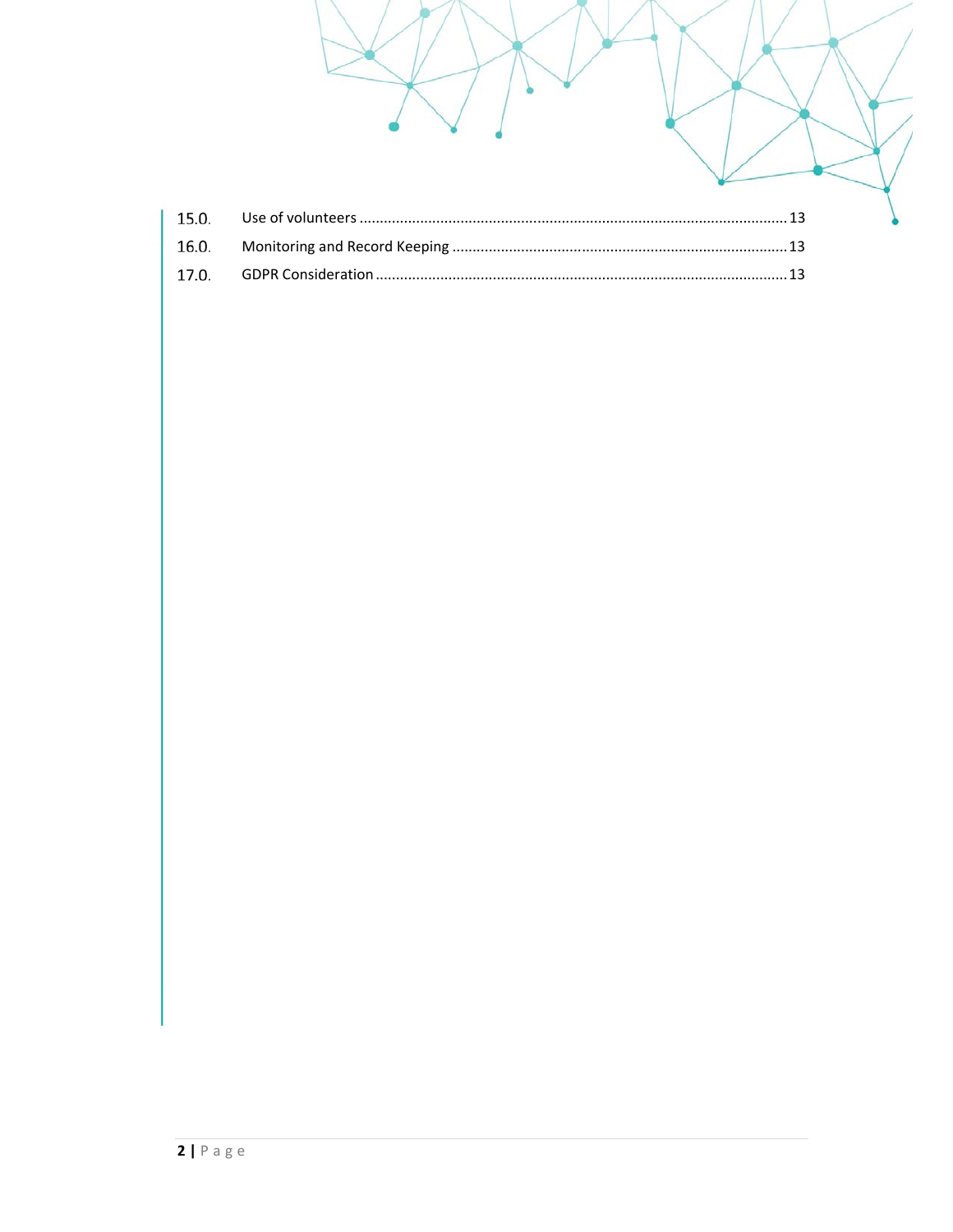15.0. Use of volunteers ........................................................................................................ 13

16.0. Monitoring and Record Keeping .................................................................................. 13

17.0. GDPR Consideration .................................................................................................... 13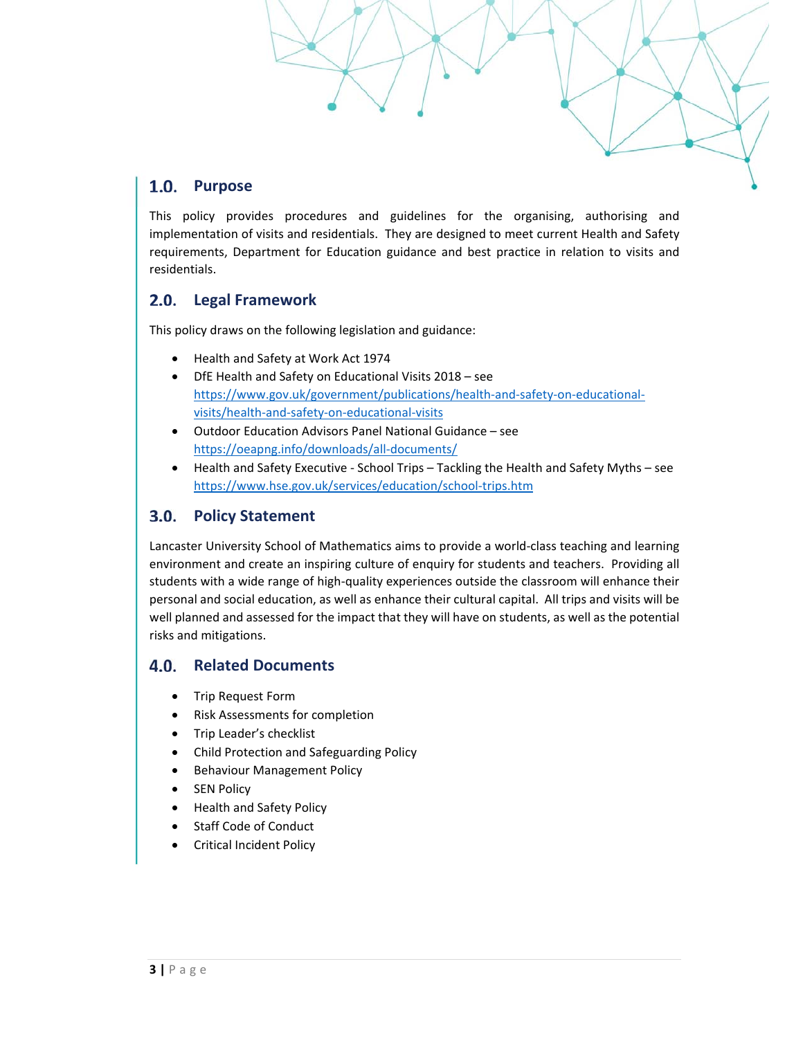## 1.0. Purpose

This policy provides procedures and guidelines for the organising, authorising and implementation of visits and residentials. They are designed to meet current Health and Safety requirements, Department for Education guidance and best practice in relation to visits and residentials.

## 2.0. Legal Framework

This policy draws on the following legislation and guidance:

- Health and Safety at Work Act 1974
- DfE Health and Safety on Educational Visits 2018 – see https://www.gov.uk/government/publications/health-and-safety-on-educational-visits/health-and-safety-on-educational-visits
- Outdoor Education Advisors Panel National Guidance – see https://oeapng.info/downloads/all-documents/
- Health and Safety Executive - School Trips – Tackling the Health and Safety Myths – see https://www.hse.gov.uk/services/education/school-trips.htm

## 3.0. Policy Statement

Lancaster University School of Mathematics aims to provide a world-class teaching and learning environment and create an inspiring culture of enquiry for students and teachers. Providing all students with a wide range of high-quality experiences outside the classroom will enhance their personal and social education, as well as enhance their cultural capital. All trips and visits will be well planned and assessed for the impact that they will have on students, as well as the potential risks and mitigations.

## 4.0. Related Documents

- Trip Request Form
- Risk Assessments for completion
- Trip Leader's checklist
- Child Protection and Safeguarding Policy
- Behaviour Management Policy
- SEN Policy
- Health and Safety Policy
- Staff Code of Conduct
- Critical Incident Policy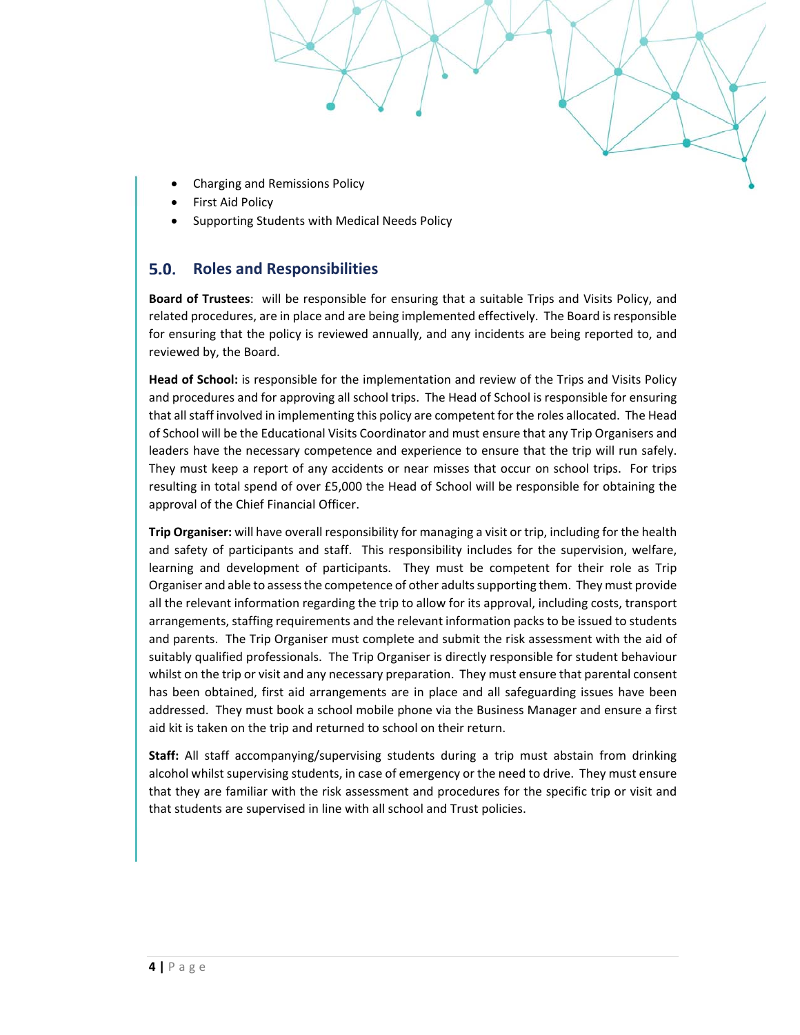- Charging and Remissions Policy
- First Aid Policy
- Supporting Students with Medical Needs Policy

## 5.0. Roles and Responsibilities

**Board of Trustees**: will be responsible for ensuring that a suitable Trips and Visits Policy, and related procedures, are in place and are being implemented effectively. The Board is responsible for ensuring that the policy is reviewed annually, and any incidents are being reported to, and reviewed by, the Board.

**Head of School:** is responsible for the implementation and review of the Trips and Visits Policy and procedures and for approving all school trips. The Head of School is responsible for ensuring that all staff involved in implementing this policy are competent for the roles allocated. The Head of School will be the Educational Visits Coordinator and must ensure that any Trip Organisers and leaders have the necessary competence and experience to ensure that the trip will run safely. They must keep a report of any accidents or near misses that occur on school trips. For trips resulting in total spend of over £5,000 the Head of School will be responsible for obtaining the approval of the Chief Financial Officer.

**Trip Organiser:** will have overall responsibility for managing a visit or trip, including for the health and safety of participants and staff. This responsibility includes for the supervision, welfare, learning and development of participants. They must be competent for their role as Trip Organiser and able to assess the competence of other adults supporting them. They must provide all the relevant information regarding the trip to allow for its approval, including costs, transport arrangements, staffing requirements and the relevant information packs to be issued to students and parents. The Trip Organiser must complete and submit the risk assessment with the aid of suitably qualified professionals. The Trip Organiser is directly responsible for student behaviour whilst on the trip or visit and any necessary preparation. They must ensure that parental consent has been obtained, first aid arrangements are in place and all safeguarding issues have been addressed. They must book a school mobile phone via the Business Manager and ensure a first aid kit is taken on the trip and returned to school on their return.

**Staff:** All staff accompanying/supervising students during a trip must abstain from drinking alcohol whilst supervising students, in case of emergency or the need to drive. They must ensure that they are familiar with the risk assessment and procedures for the specific trip or visit and that students are supervised in line with all school and Trust policies.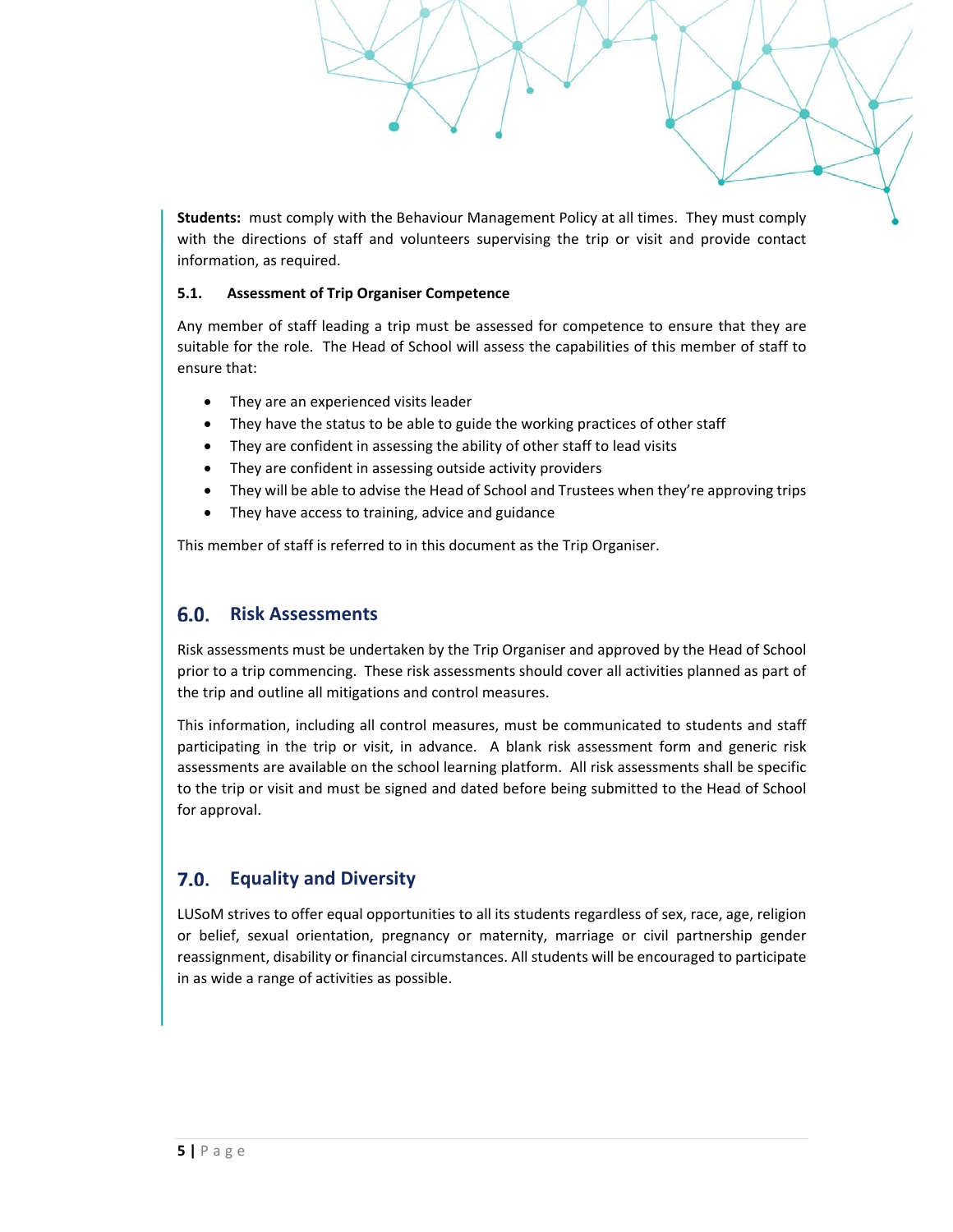**Students:** must comply with the Behaviour Management Policy at all times. They must comply with the directions of staff and volunteers supervising the trip or visit and provide contact information, as required.

### 5.1. Assessment of Trip Organiser Competence

Any member of staff leading a trip must be assessed for competence to ensure that they are suitable for the role. The Head of School will assess the capabilities of this member of staff to ensure that:

- They are an experienced visits leader
- They have the status to be able to guide the working practices of other staff
- They are confident in assessing the ability of other staff to lead visits
- They are confident in assessing outside activity providers
- They will be able to advise the Head of School and Trustees when they're approving trips
- They have access to training, advice and guidance

This member of staff is referred to in this document as the Trip Organiser.

## 6.0. Risk Assessments

Risk assessments must be undertaken by the Trip Organiser and approved by the Head of School prior to a trip commencing. These risk assessments should cover all activities planned as part of the trip and outline all mitigations and control measures.

This information, including all control measures, must be communicated to students and staff participating in the trip or visit, in advance. A blank risk assessment form and generic risk assessments are available on the school learning platform. All risk assessments shall be specific to the trip or visit and must be signed and dated before being submitted to the Head of School for approval.

## 7.0. Equality and Diversity

LUSoM strives to offer equal opportunities to all its students regardless of sex, race, age, religion or belief, sexual orientation, pregnancy or maternity, marriage or civil partnership gender reassignment, disability or financial circumstances. All students will be encouraged to participate in as wide a range of activities as possible.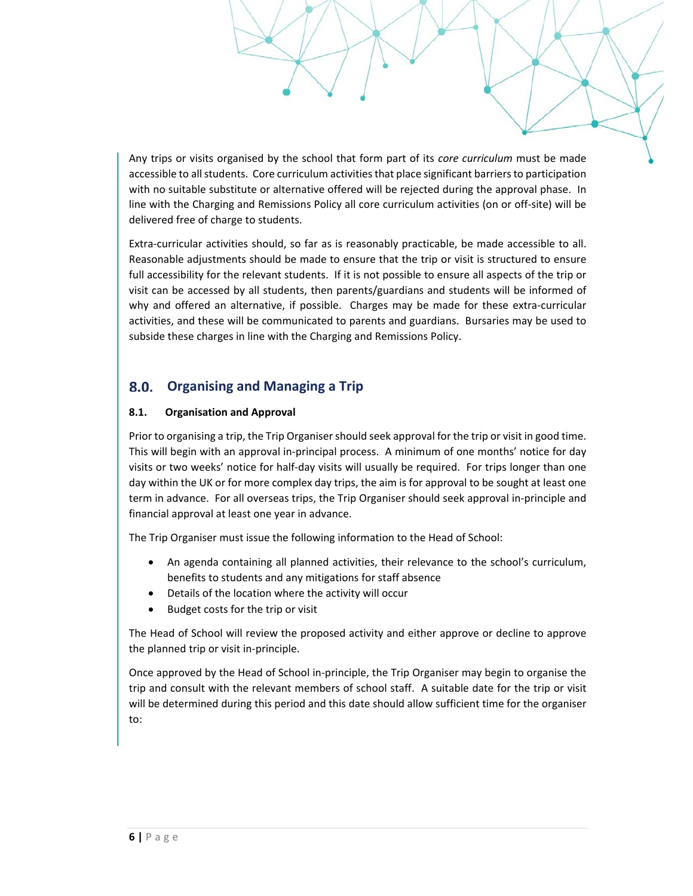Any trips or visits organised by the school that form part of its *core curriculum* must be made accessible to all students. Core curriculum activities that place significant barriers to participation with no suitable substitute or alternative offered will be rejected during the approval phase. In line with the Charging and Remissions Policy all core curriculum activities (on or off-site) will be delivered free of charge to students.

Extra-curricular activities should, so far as is reasonably practicable, be made accessible to all. Reasonable adjustments should be made to ensure that the trip or visit is structured to ensure full accessibility for the relevant students. If it is not possible to ensure all aspects of the trip or visit can be accessed by all students, then parents/guardians and students will be informed of why and offered an alternative, if possible. Charges may be made for these extra-curricular activities, and these will be communicated to parents and guardians. Bursaries may be used to subside these charges in line with the Charging and Remissions Policy.

## 8.0. Organising and Managing a Trip

### 8.1. Organisation and Approval

Prior to organising a trip, the Trip Organiser should seek approval for the trip or visit in good time. This will begin with an approval in-principal process. A minimum of one months' notice for day visits or two weeks' notice for half-day visits will usually be required. For trips longer than one day within the UK or for more complex day trips, the aim is for approval to be sought at least one term in advance. For all overseas trips, the Trip Organiser should seek approval in-principle and financial approval at least one year in advance.

The Trip Organiser must issue the following information to the Head of School:

- An agenda containing all planned activities, their relevance to the school's curriculum, benefits to students and any mitigations for staff absence
- Details of the location where the activity will occur
- Budget costs for the trip or visit

The Head of School will review the proposed activity and either approve or decline to approve the planned trip or visit in-principle.

Once approved by the Head of School in-principle, the Trip Organiser may begin to organise the trip and consult with the relevant members of school staff. A suitable date for the trip or visit will be determined during this period and this date should allow sufficient time for the organiser to: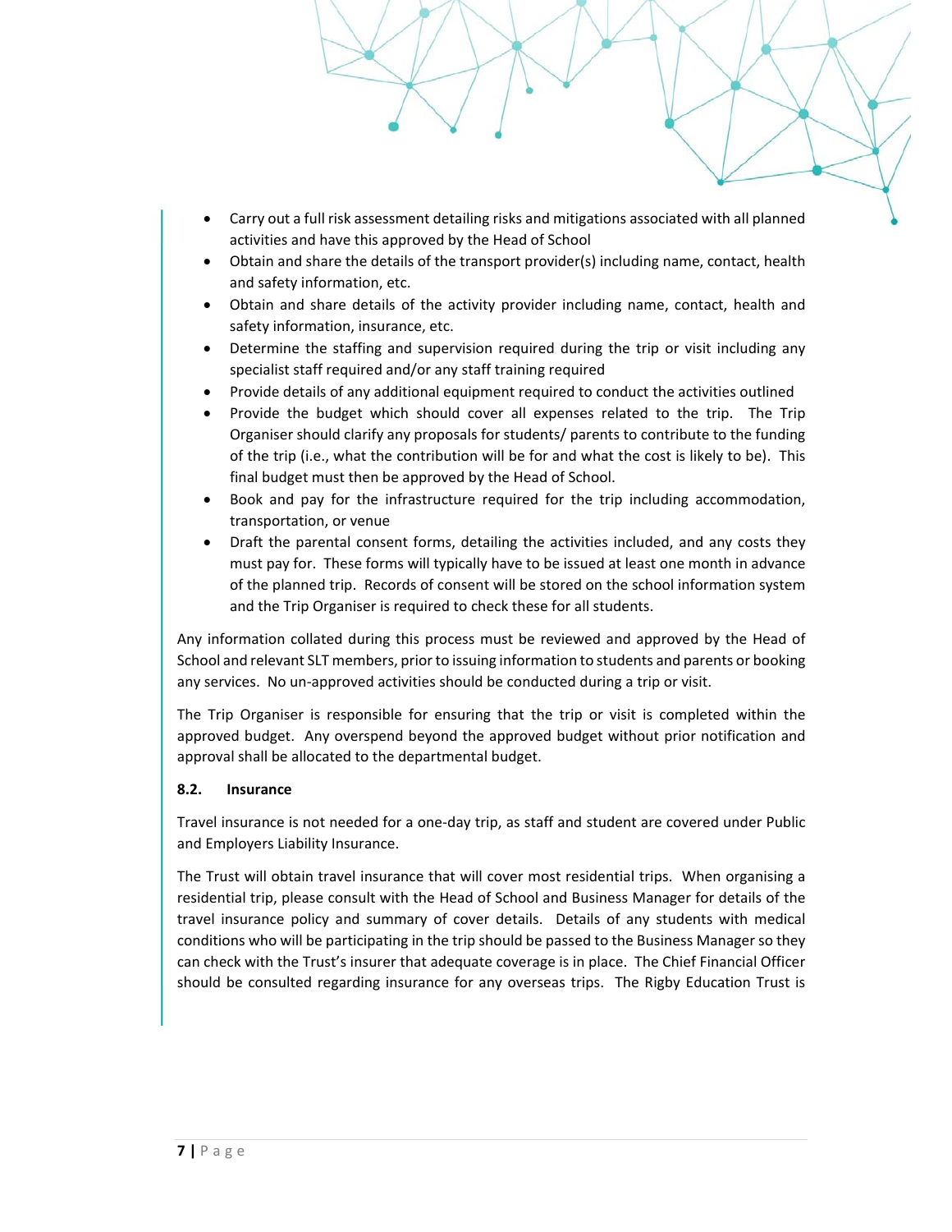- Carry out a full risk assessment detailing risks and mitigations associated with all planned activities and have this approved by the Head of School
- Obtain and share the details of the transport provider(s) including name, contact, health and safety information, etc.
- Obtain and share details of the activity provider including name, contact, health and safety information, insurance, etc.
- Determine the staffing and supervision required during the trip or visit including any specialist staff required and/or any staff training required
- Provide details of any additional equipment required to conduct the activities outlined
- Provide the budget which should cover all expenses related to the trip. The Trip Organiser should clarify any proposals for students/ parents to contribute to the funding of the trip (i.e., what the contribution will be for and what the cost is likely to be). This final budget must then be approved by the Head of School.
- Book and pay for the infrastructure required for the trip including accommodation, transportation, or venue
- Draft the parental consent forms, detailing the activities included, and any costs they must pay for. These forms will typically have to be issued at least one month in advance of the planned trip. Records of consent will be stored on the school information system and the Trip Organiser is required to check these for all students.

Any information collated during this process must be reviewed and approved by the Head of School and relevant SLT members, prior to issuing information to students and parents or booking any services. No un-approved activities should be conducted during a trip or visit.

The Trip Organiser is responsible for ensuring that the trip or visit is completed within the approved budget. Any overspend beyond the approved budget without prior notification and approval shall be allocated to the departmental budget.

**8.2. Insurance**

Travel insurance is not needed for a one-day trip, as staff and student are covered under Public and Employers Liability Insurance.

The Trust will obtain travel insurance that will cover most residential trips. When organising a residential trip, please consult with the Head of School and Business Manager for details of the travel insurance policy and summary of cover details. Details of any students with medical conditions who will be participating in the trip should be passed to the Business Manager so they can check with the Trust's insurer that adequate coverage is in place. The Chief Financial Officer should be consulted regarding insurance for any overseas trips. The Rigby Education Trust is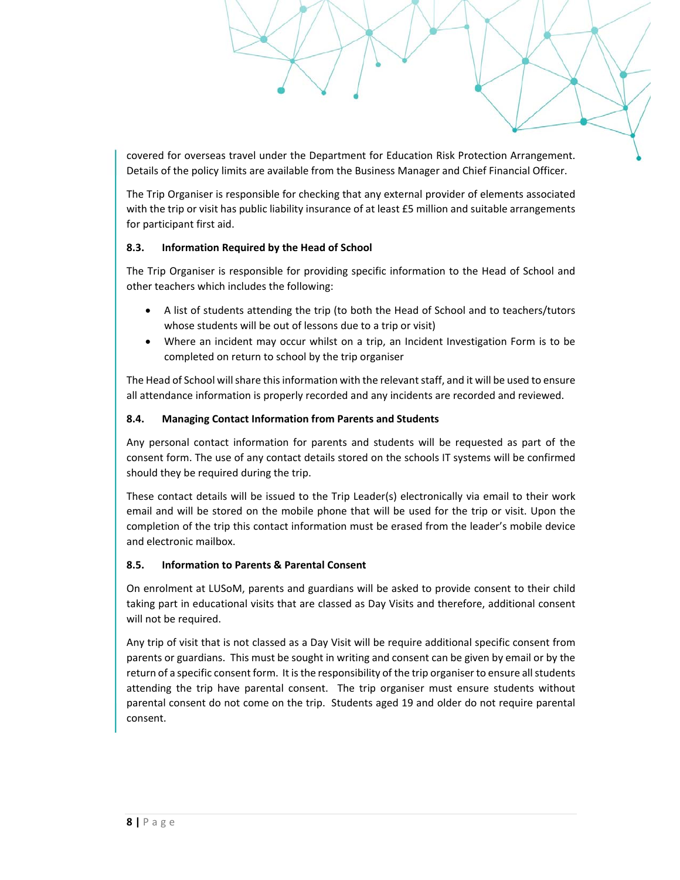covered for overseas travel under the Department for Education Risk Protection Arrangement. Details of the policy limits are available from the Business Manager and Chief Financial Officer.

The Trip Organiser is responsible for checking that any external provider of elements associated with the trip or visit has public liability insurance of at least £5 million and suitable arrangements for participant first aid.

### 8.3. Information Required by the Head of School

The Trip Organiser is responsible for providing specific information to the Head of School and other teachers which includes the following:

- A list of students attending the trip (to both the Head of School and to teachers/tutors whose students will be out of lessons due to a trip or visit)
- Where an incident may occur whilst on a trip, an Incident Investigation Form is to be completed on return to school by the trip organiser

The Head of School will share this information with the relevant staff, and it will be used to ensure all attendance information is properly recorded and any incidents are recorded and reviewed.

### 8.4. Managing Contact Information from Parents and Students

Any personal contact information for parents and students will be requested as part of the consent form. The use of any contact details stored on the schools IT systems will be confirmed should they be required during the trip.

These contact details will be issued to the Trip Leader(s) electronically via email to their work email and will be stored on the mobile phone that will be used for the trip or visit. Upon the completion of the trip this contact information must be erased from the leader's mobile device and electronic mailbox.

### 8.5. Information to Parents & Parental Consent

On enrolment at LUSoM, parents and guardians will be asked to provide consent to their child taking part in educational visits that are classed as Day Visits and therefore, additional consent will not be required.

Any trip of visit that is not classed as a Day Visit will be require additional specific consent from parents or guardians. This must be sought in writing and consent can be given by email or by the return of a specific consent form. It is the responsibility of the trip organiser to ensure all students attending the trip have parental consent. The trip organiser must ensure students without parental consent do not come on the trip. Students aged 19 and older do not require parental consent.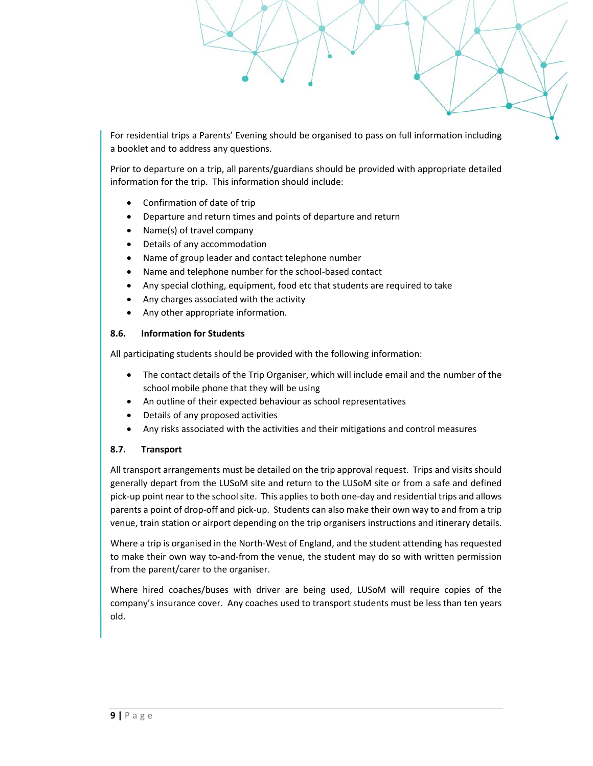For residential trips a Parents' Evening should be organised to pass on full information including a booklet and to address any questions.

Prior to departure on a trip, all parents/guardians should be provided with appropriate detailed information for the trip. This information should include:

- Confirmation of date of trip
- Departure and return times and points of departure and return
- Name(s) of travel company
- Details of any accommodation
- Name of group leader and contact telephone number
- Name and telephone number for the school-based contact
- Any special clothing, equipment, food etc that students are required to take
- Any charges associated with the activity
- Any other appropriate information.

### 8.6. Information for Students

All participating students should be provided with the following information:

- The contact details of the Trip Organiser, which will include email and the number of the school mobile phone that they will be using
- An outline of their expected behaviour as school representatives
- Details of any proposed activities
- Any risks associated with the activities and their mitigations and control measures

### 8.7. Transport

All transport arrangements must be detailed on the trip approval request. Trips and visits should generally depart from the LUSoM site and return to the LUSoM site or from a safe and defined pick-up point near to the school site. This applies to both one-day and residential trips and allows parents a point of drop-off and pick-up. Students can also make their own way to and from a trip venue, train station or airport depending on the trip organisers instructions and itinerary details.

Where a trip is organised in the North-West of England, and the student attending has requested to make their own way to-and-from the venue, the student may do so with written permission from the parent/carer to the organiser.

Where hired coaches/buses with driver are being used, LUSoM will require copies of the company's insurance cover. Any coaches used to transport students must be less than ten years old.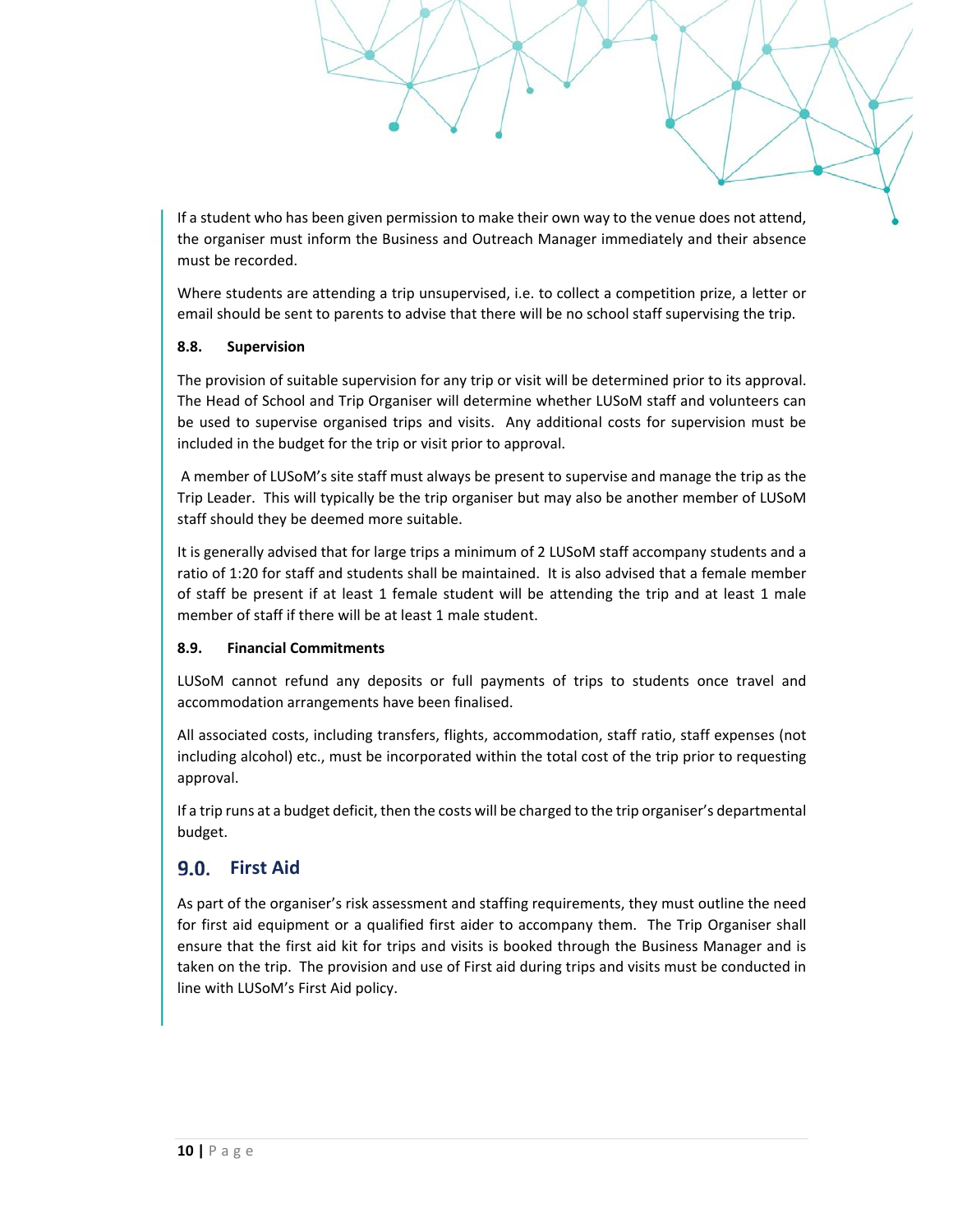If a student who has been given permission to make their own way to the venue does not attend, the organiser must inform the Business and Outreach Manager immediately and their absence must be recorded.

Where students are attending a trip unsupervised, i.e. to collect a competition prize, a letter or email should be sent to parents to advise that there will be no school staff supervising the trip.

**8.8. Supervision**

The provision of suitable supervision for any trip or visit will be determined prior to its approval. The Head of School and Trip Organiser will determine whether LUSoM staff and volunteers can be used to supervise organised trips and visits. Any additional costs for supervision must be included in the budget for the trip or visit prior to approval.

A member of LUSoM's site staff must always be present to supervise and manage the trip as the Trip Leader. This will typically be the trip organiser but may also be another member of LUSoM staff should they be deemed more suitable.

It is generally advised that for large trips a minimum of 2 LUSoM staff accompany students and a ratio of 1:20 for staff and students shall be maintained. It is also advised that a female member of staff be present if at least 1 female student will be attending the trip and at least 1 male member of staff if there will be at least 1 male student.

**8.9. Financial Commitments**

LUSoM cannot refund any deposits or full payments of trips to students once travel and accommodation arrangements have been finalised.

All associated costs, including transfers, flights, accommodation, staff ratio, staff expenses (not including alcohol) etc., must be incorporated within the total cost of the trip prior to requesting approval.

If a trip runs at a budget deficit, then the costs will be charged to the trip organiser's departmental budget.

## 9.0. First Aid

As part of the organiser's risk assessment and staffing requirements, they must outline the need for first aid equipment or a qualified first aider to accompany them. The Trip Organiser shall ensure that the first aid kit for trips and visits is booked through the Business Manager and is taken on the trip. The provision and use of First aid during trips and visits must be conducted in line with LUSoM's First Aid policy.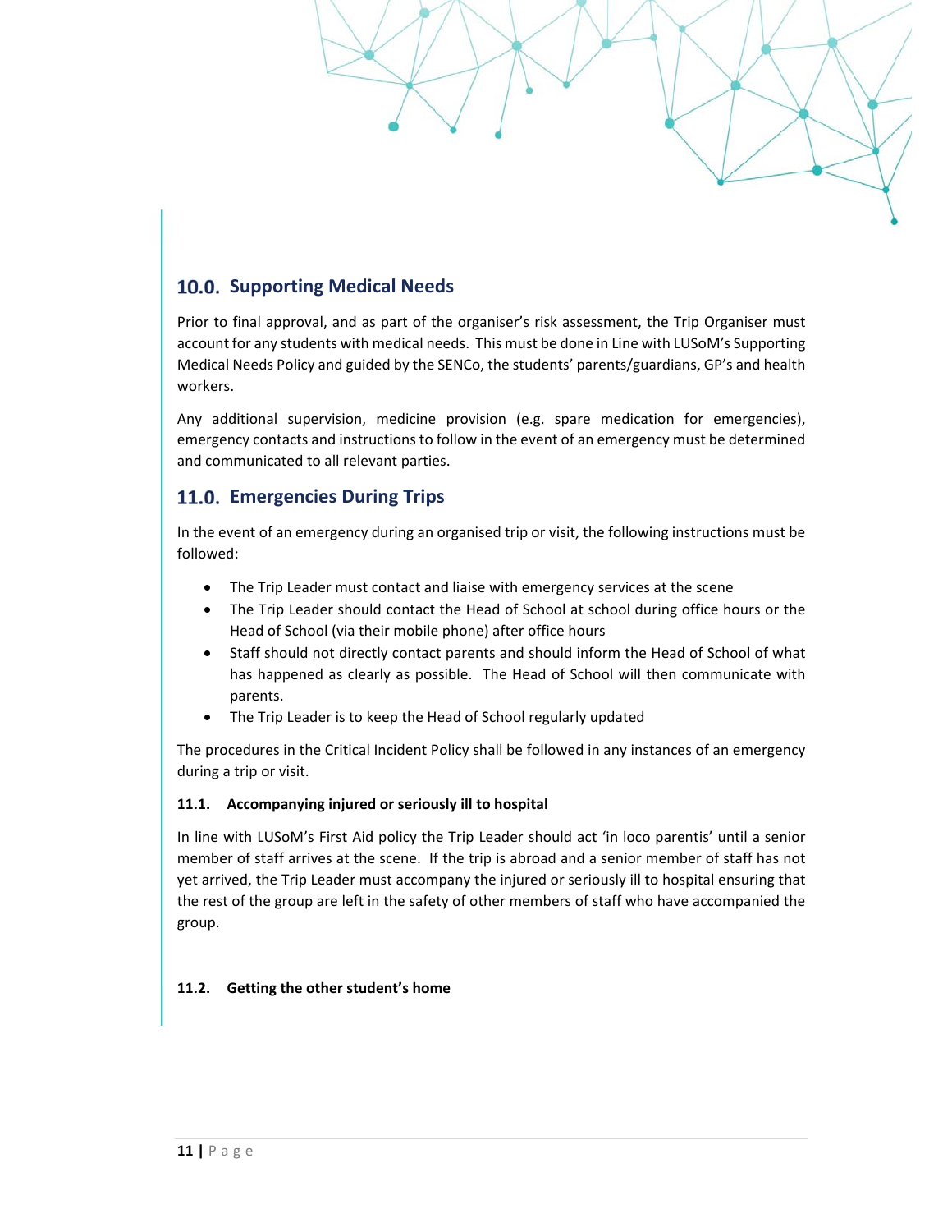## 10.0. Supporting Medical Needs

Prior to final approval, and as part of the organiser's risk assessment, the Trip Organiser must account for any students with medical needs. This must be done in Line with LUSoM's Supporting Medical Needs Policy and guided by the SENCo, the students' parents/guardians, GP's and health workers.

Any additional supervision, medicine provision (e.g. spare medication for emergencies), emergency contacts and instructions to follow in the event of an emergency must be determined and communicated to all relevant parties.

## 11.0. Emergencies During Trips

In the event of an emergency during an organised trip or visit, the following instructions must be followed:

- The Trip Leader must contact and liaise with emergency services at the scene
- The Trip Leader should contact the Head of School at school during office hours or the Head of School (via their mobile phone) after office hours
- Staff should not directly contact parents and should inform the Head of School of what has happened as clearly as possible. The Head of School will then communicate with parents.
- The Trip Leader is to keep the Head of School regularly updated

The procedures in the Critical Incident Policy shall be followed in any instances of an emergency during a trip or visit.

### 11.1. Accompanying injured or seriously ill to hospital

In line with LUSoM's First Aid policy the Trip Leader should act 'in loco parentis' until a senior member of staff arrives at the scene. If the trip is abroad and a senior member of staff has not yet arrived, the Trip Leader must accompany the injured or seriously ill to hospital ensuring that the rest of the group are left in the safety of other members of staff who have accompanied the group.

### 11.2. Getting the other student's home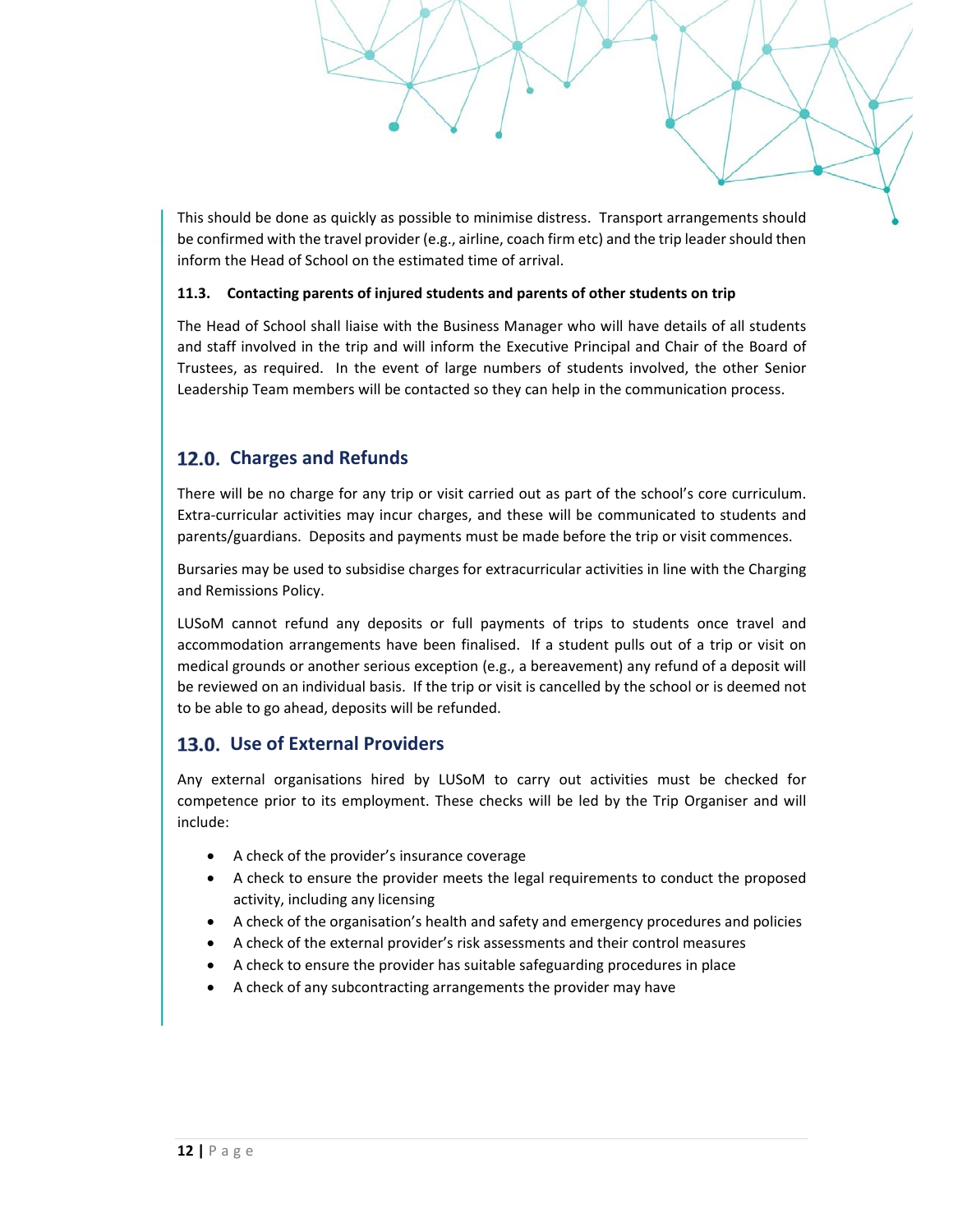This should be done as quickly as possible to minimise distress. Transport arrangements should be confirmed with the travel provider (e.g., airline, coach firm etc) and the trip leader should then inform the Head of School on the estimated time of arrival.

### 11.3. Contacting parents of injured students and parents of other students on trip

The Head of School shall liaise with the Business Manager who will have details of all students and staff involved in the trip and will inform the Executive Principal and Chair of the Board of Trustees, as required. In the event of large numbers of students involved, the other Senior Leadership Team members will be contacted so they can help in the communication process.

## 12.0. Charges and Refunds

There will be no charge for any trip or visit carried out as part of the school's core curriculum. Extra-curricular activities may incur charges, and these will be communicated to students and parents/guardians. Deposits and payments must be made before the trip or visit commences.

Bursaries may be used to subsidise charges for extracurricular activities in line with the Charging and Remissions Policy.

LUSoM cannot refund any deposits or full payments of trips to students once travel and accommodation arrangements have been finalised. If a student pulls out of a trip or visit on medical grounds or another serious exception (e.g., a bereavement) any refund of a deposit will be reviewed on an individual basis. If the trip or visit is cancelled by the school or is deemed not to be able to go ahead, deposits will be refunded.

## 13.0. Use of External Providers

Any external organisations hired by LUSoM to carry out activities must be checked for competence prior to its employment. These checks will be led by the Trip Organiser and will include:

- A check of the provider's insurance coverage
- A check to ensure the provider meets the legal requirements to conduct the proposed activity, including any licensing
- A check of the organisation's health and safety and emergency procedures and policies
- A check of the external provider's risk assessments and their control measures
- A check to ensure the provider has suitable safeguarding procedures in place
- A check of any subcontracting arrangements the provider may have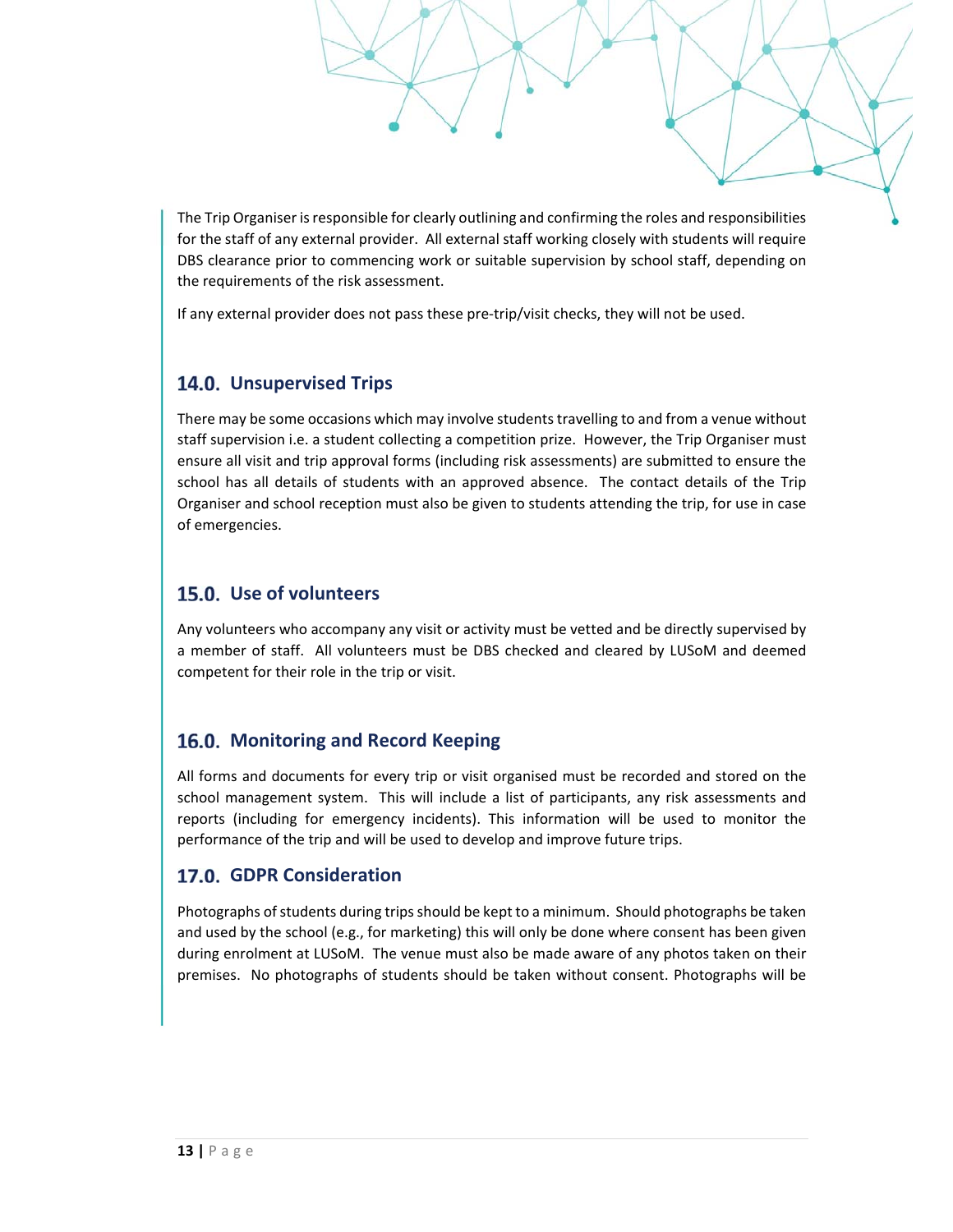The Trip Organiser is responsible for clearly outlining and confirming the roles and responsibilities for the staff of any external provider. All external staff working closely with students will require DBS clearance prior to commencing work or suitable supervision by school staff, depending on the requirements of the risk assessment.

If any external provider does not pass these pre-trip/visit checks, they will not be used.

## 14.0. Unsupervised Trips

There may be some occasions which may involve students travelling to and from a venue without staff supervision i.e. a student collecting a competition prize. However, the Trip Organiser must ensure all visit and trip approval forms (including risk assessments) are submitted to ensure the school has all details of students with an approved absence. The contact details of the Trip Organiser and school reception must also be given to students attending the trip, for use in case of emergencies.

## 15.0. Use of volunteers

Any volunteers who accompany any visit or activity must be vetted and be directly supervised by a member of staff. All volunteers must be DBS checked and cleared by LUSoM and deemed competent for their role in the trip or visit.

## 16.0. Monitoring and Record Keeping

All forms and documents for every trip or visit organised must be recorded and stored on the school management system. This will include a list of participants, any risk assessments and reports (including for emergency incidents). This information will be used to monitor the performance of the trip and will be used to develop and improve future trips.

## 17.0. GDPR Consideration

Photographs of students during trips should be kept to a minimum. Should photographs be taken and used by the school (e.g., for marketing) this will only be done where consent has been given during enrolment at LUSoM. The venue must also be made aware of any photos taken on their premises. No photographs of students should be taken without consent. Photographs will be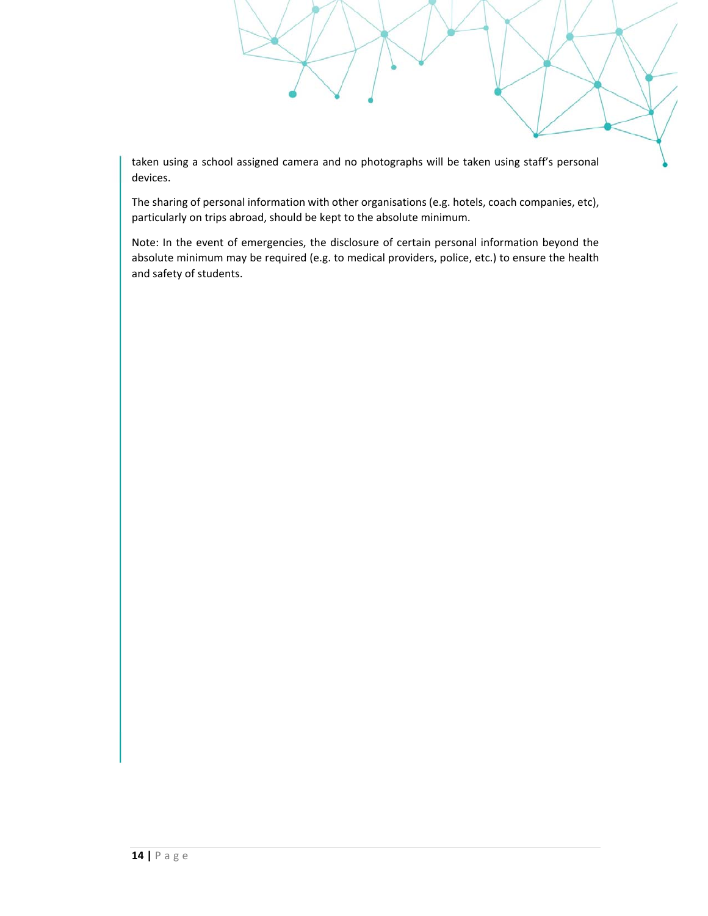taken using a school assigned camera and no photographs will be taken using staff's personal devices.

The sharing of personal information with other organisations (e.g. hotels, coach companies, etc), particularly on trips abroad, should be kept to the absolute minimum.

Note: In the event of emergencies, the disclosure of certain personal information beyond the absolute minimum may be required (e.g. to medical providers, police, etc.) to ensure the health and safety of students.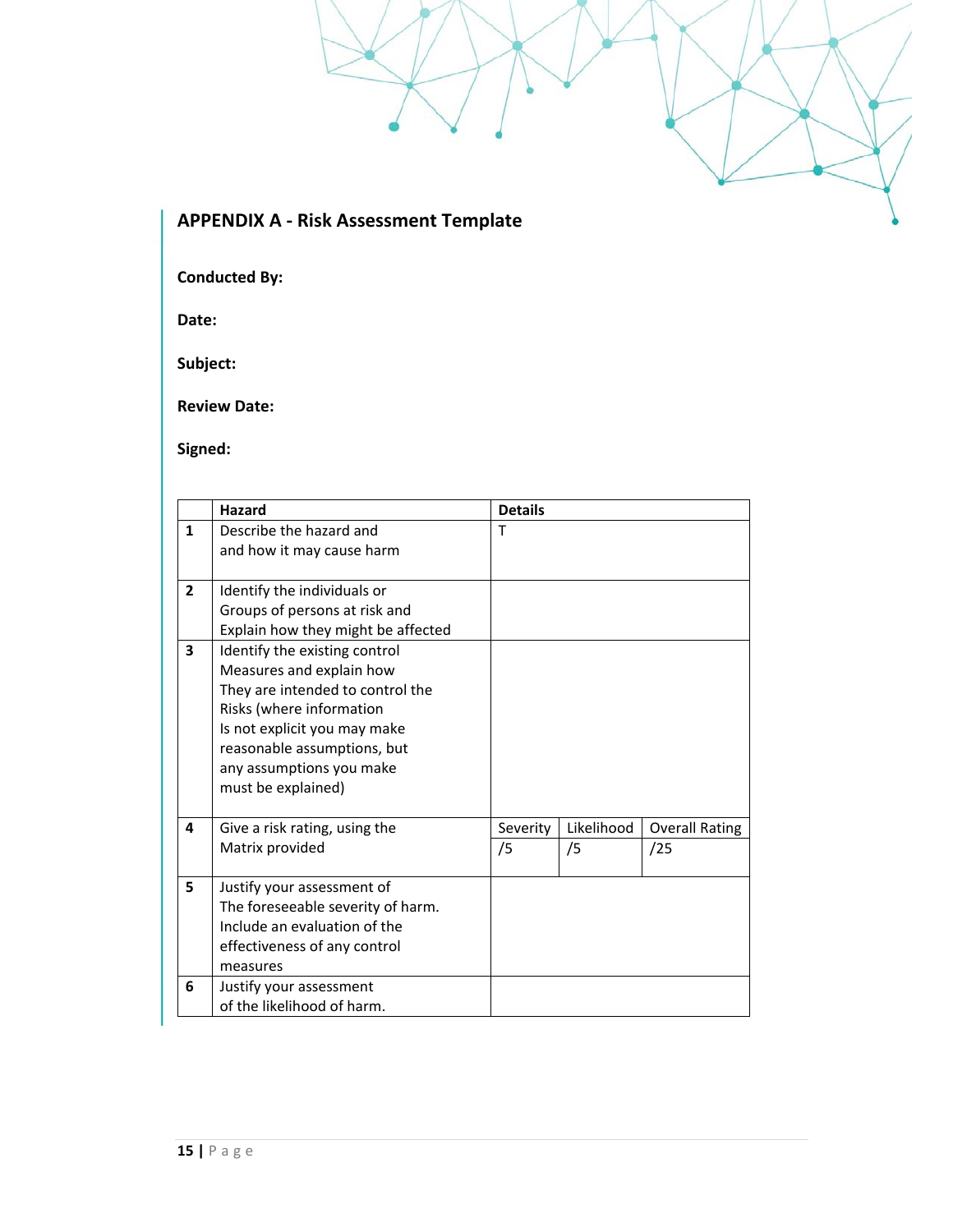## APPENDIX A - Risk Assessment Template

**Conducted By:**

**Date:**

**Subject:**

**Review Date:**

**Signed:**

| | Hazard | Details | | |
|---|---|---|---|---|
| 1 | Describe the hazard and and how it may cause harm | T | | |
| 2 | Identify the individuals or Groups of persons at risk and Explain how they might be affected | | | |
| 3 | Identify the existing control Measures and explain how They are intended to control the Risks (where information Is not explicit you may make reasonable assumptions, but any assumptions you make must be explained) | | | |
| 4 | Give a risk rating, using the Matrix provided | Severity /5 | Likelihood /5 | Overall Rating /25 |
| 5 | Justify your assessment of The foreseeable severity of harm. Include an evaluation of the effectiveness of any control measures | | | |
| 6 | Justify your assessment of the likelihood of harm. | | | |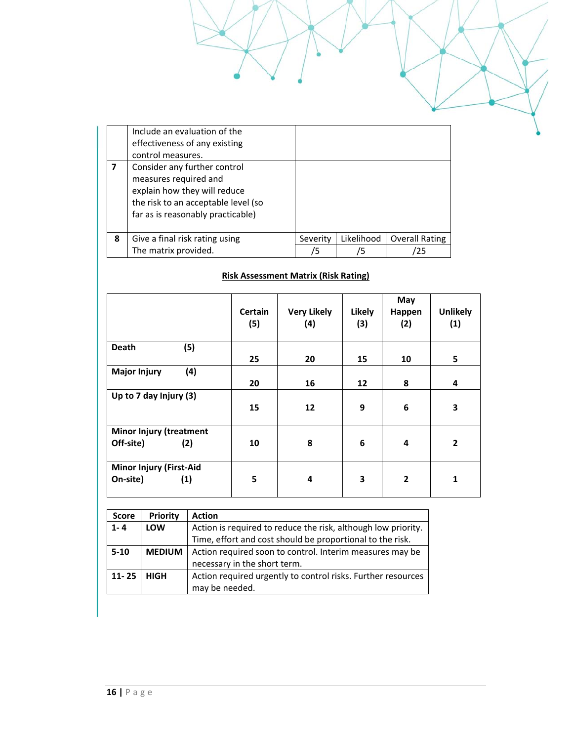| | | | | |
|---|---|---|---|---|
| | Include an evaluation of the effectiveness of any existing control measures. | | | |
| 7 | Consider any further control measures required and explain how they will reduce the risk to an acceptable level (so far as is reasonably practicable) | | | |
| 8 | Give a final risk rating using The matrix provided. | Severity<br>/5 | Likelihood<br>/5 | Overall Rating<br>/25 |

**Risk Assessment Matrix (Risk Rating)**

| | Certain (5) | Very Likely (4) | Likely (3) | May Happen (2) | Unlikely (1) |
|---|---|---|---|---|---|
| **Death (5)** | **25** | **20** | **15** | **10** | **5** |
| **Major Injury (4)** | **20** | **16** | **12** | **8** | **4** |
| **Up to 7 day Injury (3)** | **15** | **12** | **9** | **6** | **3** |
| **Minor Injury (treatment Off-site) (2)** | **10** | **8** | **6** | **4** | **2** |
| **Minor Injury (First-Aid On-site) (1)** | **5** | **4** | **3** | **2** | **1** |

| Score | Priority | Action |
|---|---|---|
| **1- 4** | **LOW** | Action is required to reduce the risk, although low priority. Time, effort and cost should be proportional to the risk. |
| **5-10** | **MEDIUM** | Action required soon to control. Interim measures may be necessary in the short term. |
| **11- 25** | **HIGH** | Action required urgently to control risks. Further resources may be needed. |